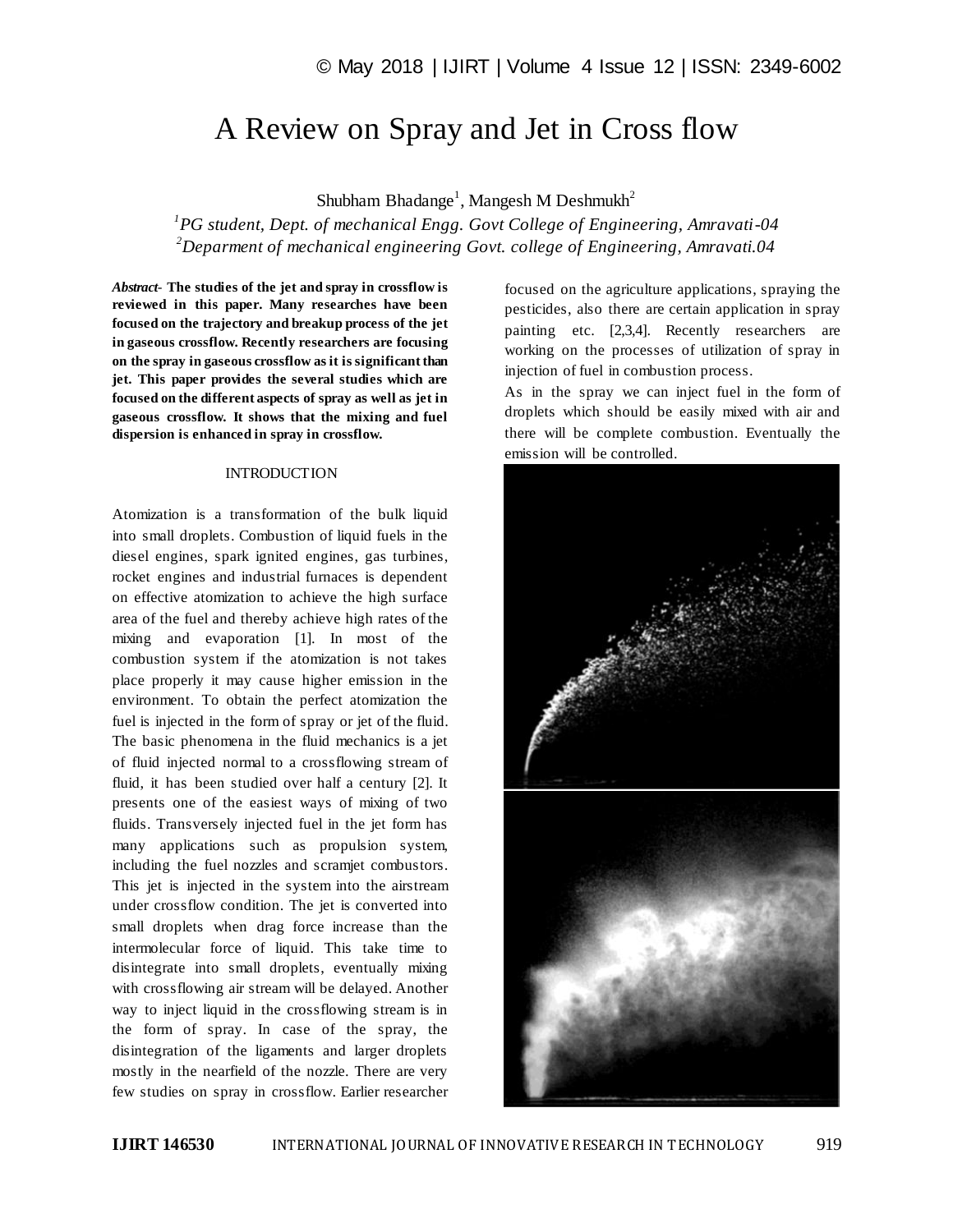# A Review on Spray and Jet in Cross flow

Shubham Bhadange[1], Mangesh M Deshmukh[2]

[1]*PG student, Dept. of mechanical Engg. Govt College of Engineering, Amravati-04*

[2]*Deparment of mechanical engineering Govt. college of Engineering, Amravati.04*

***Abstract-* The studies of the jet and spray in crossflow is reviewed in this paper. Many researches have been focused on the trajectory and breakup process of the jet in gaseous crossflow. Recently researchers are focusing on the spray in gaseous crossflow as it is significant than jet. This paper provides the several studies which are focused on the different aspects of spray as well as jet in gaseous crossflow. It shows that the mixing and fuel dispersion is enhanced in spray in crossflow.**

## INTRODUCTION

Atomization is a transformation of the bulk liquid into small droplets. Combustion of liquid fuels in the diesel engines, spark ignited engines, gas turbines, rocket engines and industrial furnaces is dependent on effective atomization to achieve the high surface area of the fuel and thereby achieve high rates of the mixing and evaporation [1]. In most of the combustion system if the atomization is not takes place properly it may cause higher emission in the environment. To obtain the perfect atomization the fuel is injected in the form of spray or jet of the fluid. The basic phenomena in the fluid mechanics is a jet of fluid injected normal to a crossflowing stream of fluid, it has been studied over half a century [2]. It presents one of the easiest ways of mixing of two fluids. Transversely injected fuel in the jet form has many applications such as propulsion system, including the fuel nozzles and scramjet combustors. This jet is injected in the system into the airstream under crossflow condition. The jet is converted into small droplets when drag force increase than the intermolecular force of liquid. This take time to disintegrate into small droplets, eventually mixing with crossflowing air stream will be delayed. Another way to inject liquid in the crossflowing stream is in the form of spray. In case of the spray, the disintegration of the ligaments and larger droplets mostly in the nearfield of the nozzle. There are very few studies on spray in crossflow. Earlier researcher focused on the agriculture applications, spraying the pesticides, also there are certain application in spray painting etc. [2,3,4]. Recently researchers are working on the processes of utilization of spray in injection of fuel in combustion process.

As in the spray we can inject fuel in the form of droplets which should be easily mixed with air and there will be complete combustion. Eventually the emission will be controlled.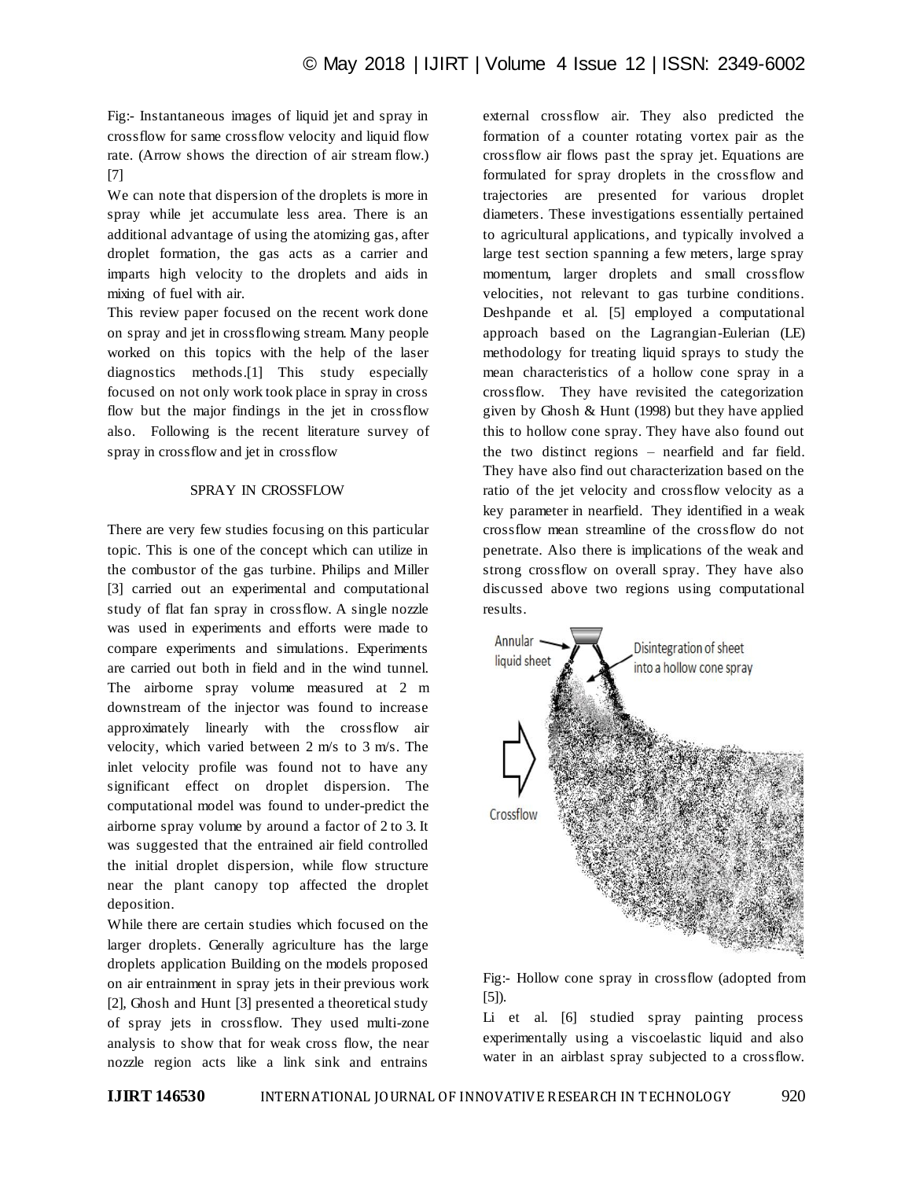Fig:- Instantaneous images of liquid jet and spray in crossflow for same crossflow velocity and liquid flow rate. (Arrow shows the direction of air stream flow.) [7]

We can note that dispersion of the droplets is more in spray while jet accumulate less area. There is an additional advantage of using the atomizing gas, after droplet formation, the gas acts as a carrier and imparts high velocity to the droplets and aids in mixing of fuel with air.

This review paper focused on the recent work done on spray and jet in crossflowing stream. Many people worked on this topics with the help of the laser diagnostics methods.[1] This study especially focused on not only work took place in spray in cross flow but the major findings in the jet in crossflow also. Following is the recent literature survey of spray in crossflow and jet in crossflow

## SPRAY IN CROSSFLOW

There are very few studies focusing on this particular topic. This is one of the concept which can utilize in the combustor of the gas turbine. Philips and Miller [3] carried out an experimental and computational study of flat fan spray in crossflow. A single nozzle was used in experiments and efforts were made to compare experiments and simulations. Experiments are carried out both in field and in the wind tunnel. The airborne spray volume measured at 2 m downstream of the injector was found to increase approximately linearly with the crossflow air velocity, which varied between 2 m/s to 3 m/s. The inlet velocity profile was found not to have any significant effect on droplet dispersion. The computational model was found to under-predict the airborne spray volume by around a factor of 2 to 3. It was suggested that the entrained air field controlled the initial droplet dispersion, while flow structure near the plant canopy top affected the droplet deposition.

While there are certain studies which focused on the larger droplets. Generally agriculture has the large droplets application Building on the models proposed on air entrainment in spray jets in their previous work [2], Ghosh and Hunt [3] presented a theoretical study of spray jets in crossflow. They used multi-zone analysis to show that for weak cross flow, the near nozzle region acts like a link sink and entrains external crossflow air. They also predicted the formation of a counter rotating vortex pair as the crossflow air flows past the spray jet. Equations are formulated for spray droplets in the crossflow and trajectories are presented for various droplet diameters. These investigations essentially pertained to agricultural applications, and typically involved a large test section spanning a few meters, large spray momentum, larger droplets and small crossflow velocities, not relevant to gas turbine conditions. Deshpande et al. [5] employed a computational approach based on the Lagrangian-Eulerian (LE) methodology for treating liquid sprays to study the mean characteristics of a hollow cone spray in a crossflow. They have revisited the categorization given by Ghosh & Hunt (1998) but they have applied this to hollow cone spray. They have also found out the two distinct regions – nearfield and far field. They have also find out characterization based on the ratio of the jet velocity and crossflow velocity as a key parameter in nearfield. They identified in a weak crossflow mean streamline of the crossflow do not penetrate. Also there is implications of the weak and strong crossflow on overall spray. They have also discussed above two regions using computational results.

Fig:- Hollow cone spray in crossflow (adopted from [5]).

Li et al. [6] studied spray painting process experimentally using a viscoelastic liquid and also water in an airblast spray subjected to a crossflow.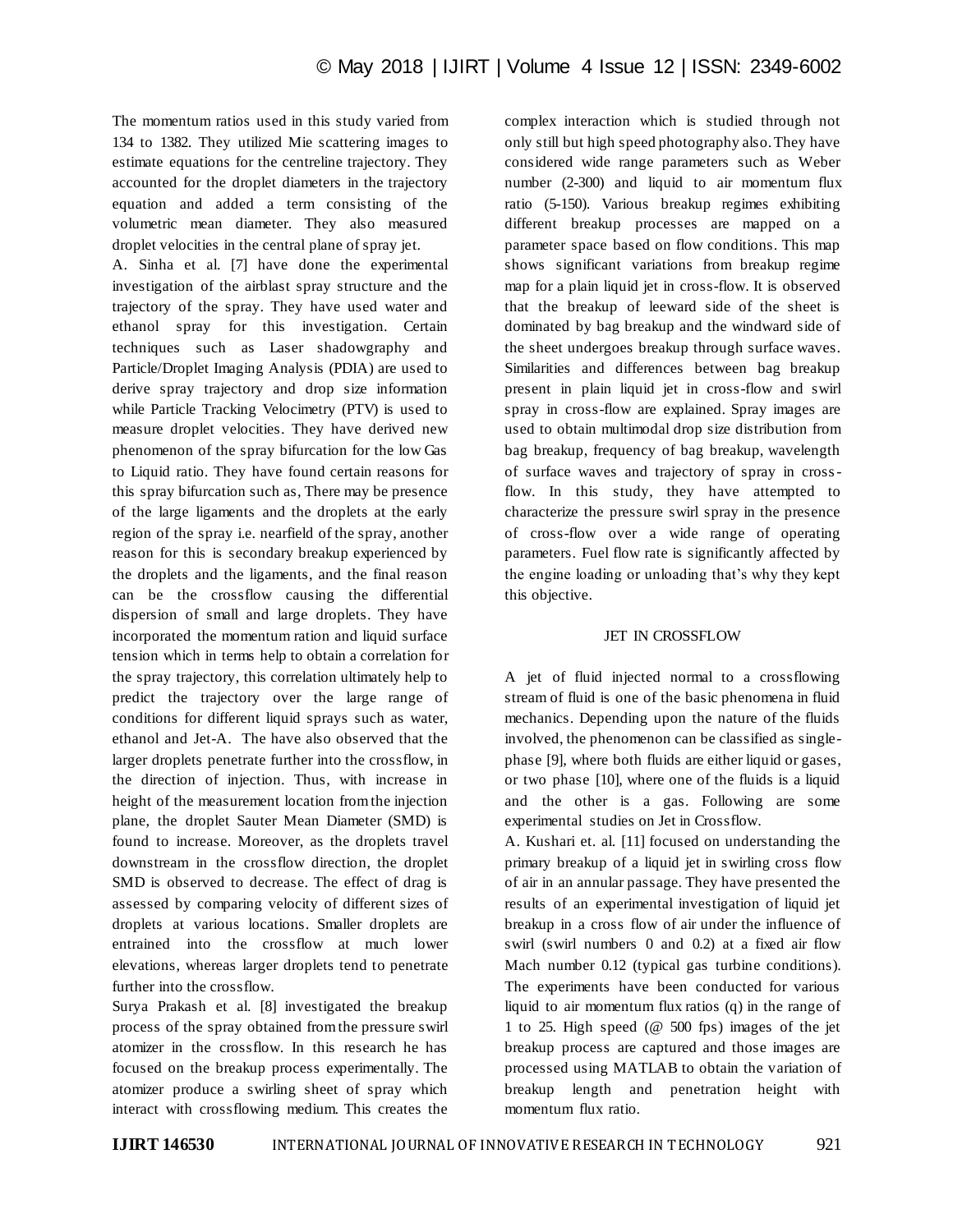The momentum ratios used in this study varied from 134 to 1382. They utilized Mie scattering images to estimate equations for the centreline trajectory. They accounted for the droplet diameters in the trajectory equation and added a term consisting of the volumetric mean diameter. They also measured droplet velocities in the central plane of spray jet.

A. Sinha et al. [7] have done the experimental investigation of the airblast spray structure and the trajectory of the spray. They have used water and ethanol spray for this investigation. Certain techniques such as Laser shadowgraphy and Particle/Droplet Imaging Analysis (PDIA) are used to derive spray trajectory and drop size information while Particle Tracking Velocimetry (PTV) is used to measure droplet velocities. They have derived new phenomenon of the spray bifurcation for the low Gas to Liquid ratio. They have found certain reasons for this spray bifurcation such as, There may be presence of the large ligaments and the droplets at the early region of the spray i.e. nearfield of the spray, another reason for this is secondary breakup experienced by the droplets and the ligaments, and the final reason can be the crossflow causing the differential dispersion of small and large droplets. They have incorporated the momentum ration and liquid surface tension which in terms help to obtain a correlation for the spray trajectory, this correlation ultimately help to predict the trajectory over the large range of conditions for different liquid sprays such as water, ethanol and Jet-A. The have also observed that the larger droplets penetrate further into the crossflow, in the direction of injection. Thus, with increase in height of the measurement location from the injection plane, the droplet Sauter Mean Diameter (SMD) is found to increase. Moreover, as the droplets travel downstream in the crossflow direction, the droplet SMD is observed to decrease. The effect of drag is assessed by comparing velocity of different sizes of droplets at various locations. Smaller droplets are entrained into the crossflow at much lower elevations, whereas larger droplets tend to penetrate further into the crossflow.

Surya Prakash et al. [8] investigated the breakup process of the spray obtained from the pressure swirl atomizer in the crossflow. In this research he has focused on the breakup process experimentally. The atomizer produce a swirling sheet of spray which interact with crossflowing medium. This creates the complex interaction which is studied through not only still but high speed photography also. They have considered wide range parameters such as Weber number (2-300) and liquid to air momentum flux ratio (5-150). Various breakup regimes exhibiting different breakup processes are mapped on a parameter space based on flow conditions. This map shows significant variations from breakup regime map for a plain liquid jet in cross-flow. It is observed that the breakup of leeward side of the sheet is dominated by bag breakup and the windward side of the sheet undergoes breakup through surface waves. Similarities and differences between bag breakup present in plain liquid jet in cross-flow and swirl spray in cross-flow are explained. Spray images are used to obtain multimodal drop size distribution from bag breakup, frequency of bag breakup, wavelength of surface waves and trajectory of spray in cross-flow. In this study, they have attempted to characterize the pressure swirl spray in the presence of cross-flow over a wide range of operating parameters. Fuel flow rate is significantly affected by the engine loading or unloading that's why they kept this objective.

## JET IN CROSSFLOW

A jet of fluid injected normal to a crossflowing stream of fluid is one of the basic phenomena in fluid mechanics. Depending upon the nature of the fluids involved, the phenomenon can be classified as single-phase [9], where both fluids are either liquid or gases, or two phase [10], where one of the fluids is a liquid and the other is a gas. Following are some experimental studies on Jet in Crossflow.

A. Kushari et. al. [11] focused on understanding the primary breakup of a liquid jet in swirling cross flow of air in an annular passage. They have presented the results of an experimental investigation of liquid jet breakup in a cross flow of air under the influence of swirl (swirl numbers 0 and 0.2) at a fixed air flow Mach number 0.12 (typical gas turbine conditions). The experiments have been conducted for various liquid to air momentum flux ratios (q) in the range of 1 to 25. High speed (@ 500 fps) images of the jet breakup process are captured and those images are processed using MATLAB to obtain the variation of breakup length and penetration height with momentum flux ratio.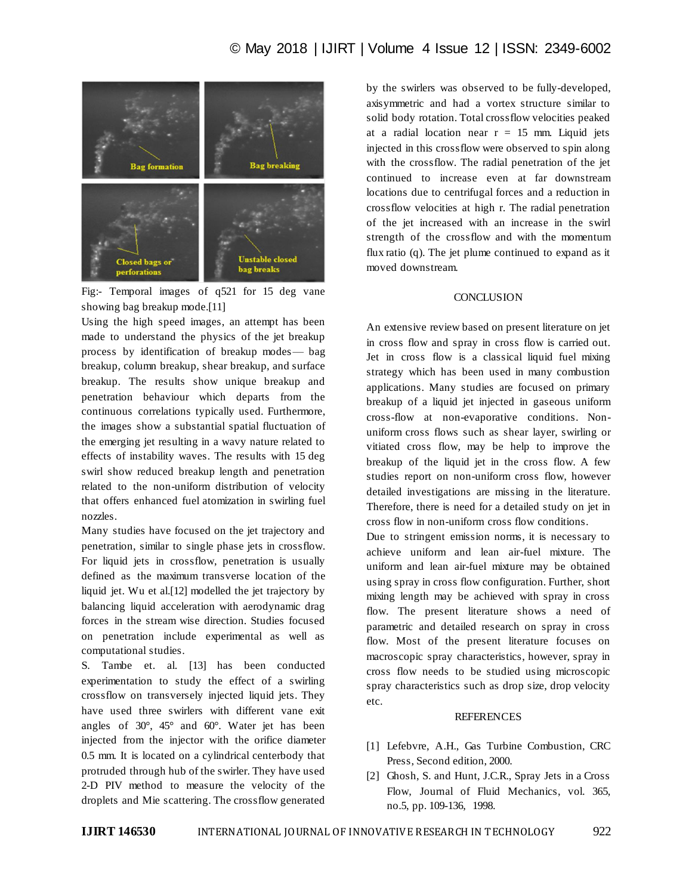Fig:- Temporal images of q521 for 15 deg vane showing bag breakup mode.[11]

Using the high speed images, an attempt has been made to understand the physics of the jet breakup process by identification of breakup modes— bag breakup, column breakup, shear breakup, and surface breakup. The results show unique breakup and penetration behaviour which departs from the continuous correlations typically used. Furthermore, the images show a substantial spatial fluctuation of the emerging jet resulting in a wavy nature related to effects of instability waves. The results with 15 deg swirl show reduced breakup length and penetration related to the non-uniform distribution of velocity that offers enhanced fuel atomization in swirling fuel nozzles.

Many studies have focused on the jet trajectory and penetration, similar to single phase jets in crossflow. For liquid jets in crossflow, penetration is usually defined as the maximum transverse location of the liquid jet. Wu et al.[12] modelled the jet trajectory by balancing liquid acceleration with aerodynamic drag forces in the stream wise direction. Studies focused on penetration include experimental as well as computational studies.

S. Tambe et. al. [13] has been conducted experimentation to study the effect of a swirling crossflow on transversely injected liquid jets. They have used three swirlers with different vane exit angles of 30°, 45° and 60°. Water jet has been injected from the injector with the orifice diameter 0.5 mm. It is located on a cylindrical centerbody that protruded through hub of the swirler. They have used 2-D PIV method to measure the velocity of the droplets and Mie scattering. The crossflow generated by the swirlers was observed to be fully-developed, axisymmetric and had a vortex structure similar to solid body rotation. Total crossflow velocities peaked at a radial location near r = 15 mm. Liquid jets injected in this crossflow were observed to spin along with the crossflow. The radial penetration of the jet continued to increase even at far downstream locations due to centrifugal forces and a reduction in crossflow velocities at high r. The radial penetration of the jet increased with an increase in the swirl strength of the crossflow and with the momentum flux ratio (q). The jet plume continued to expand as it moved downstream.

## CONCLUSION

An extensive review based on present literature on jet in cross flow and spray in cross flow is carried out. Jet in cross flow is a classical liquid fuel mixing strategy which has been used in many combustion applications. Many studies are focused on primary breakup of a liquid jet injected in gaseous uniform cross-flow at non-evaporative conditions. Non-uniform cross flows such as shear layer, swirling or vitiated cross flow, may be help to improve the breakup of the liquid jet in the cross flow. A few studies report on non-uniform cross flow, however detailed investigations are missing in the literature. Therefore, there is need for a detailed study on jet in cross flow in non-uniform cross flow conditions.

Due to stringent emission norms, it is necessary to achieve uniform and lean air-fuel mixture. The uniform and lean air-fuel mixture may be obtained using spray in cross flow configuration. Further, short mixing length may be achieved with spray in cross flow. The present literature shows a need of parametric and detailed research on spray in cross flow. Most of the present literature focuses on macroscopic spray characteristics, however, spray in cross flow needs to be studied using microscopic spray characteristics such as drop size, drop velocity etc.

## REFERENCES

[1] Lefebvre, A.H., Gas Turbine Combustion, CRC Press, Second edition, 2000.

[2] Ghosh, S. and Hunt, J.C.R., Spray Jets in a Cross Flow, Journal of Fluid Mechanics, vol. 365, no.5, pp. 109-136, 1998.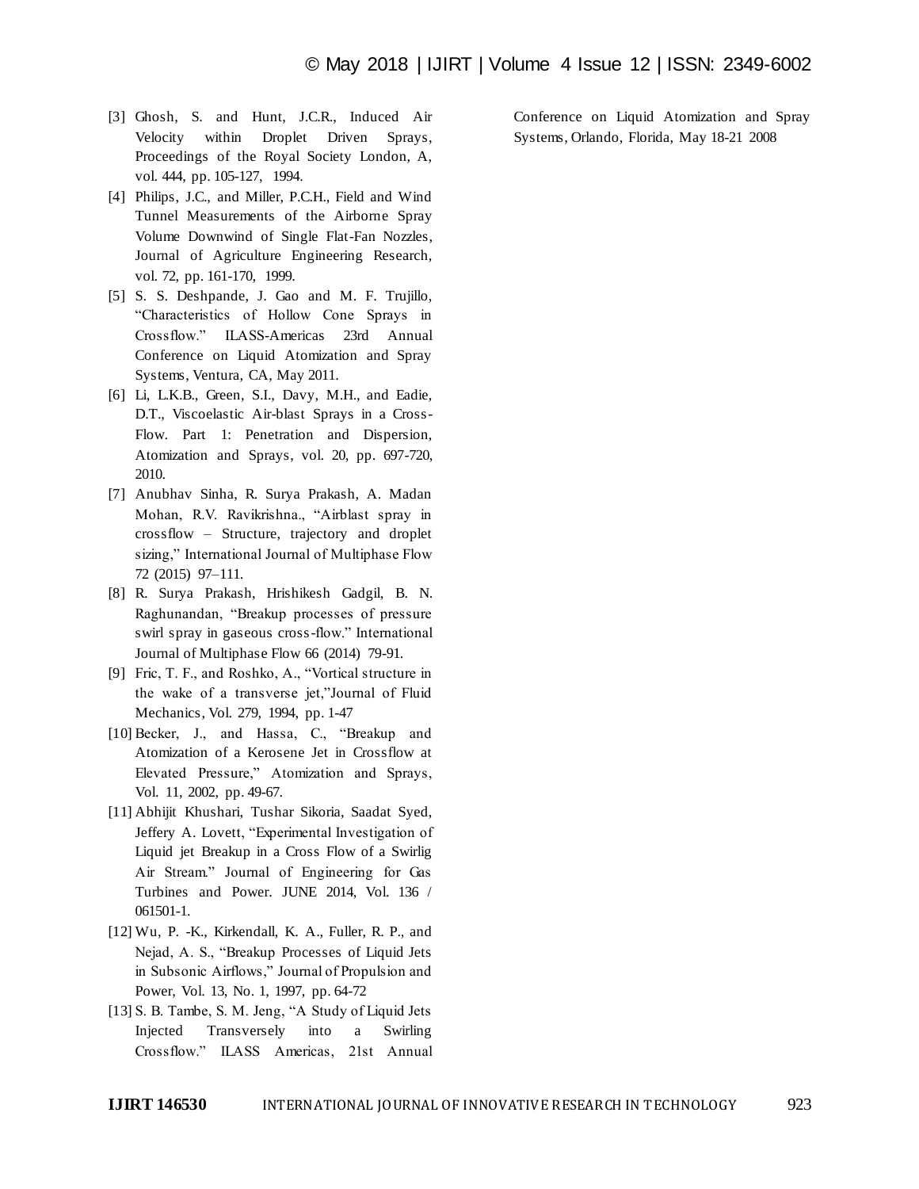[3] Ghosh, S. and Hunt, J.C.R., Induced Air Velocity within Droplet Driven Sprays, Proceedings of the Royal Society London, A, vol. 444, pp. 105-127, 1994.

[4] Philips, J.C., and Miller, P.C.H., Field and Wind Tunnel Measurements of the Airborne Spray Volume Downwind of Single Flat-Fan Nozzles, Journal of Agriculture Engineering Research, vol. 72, pp. 161-170, 1999.

[5] S. S. Deshpande, J. Gao and M. F. Trujillo, "Characteristics of Hollow Cone Sprays in Crossflow." ILASS-Americas 23rd Annual Conference on Liquid Atomization and Spray Systems, Ventura, CA, May 2011.

[6] Li, L.K.B., Green, S.I., Davy, M.H., and Eadie, D.T., Viscoelastic Air-blast Sprays in a Cross-Flow. Part 1: Penetration and Dispersion, Atomization and Sprays, vol. 20, pp. 697-720, 2010.

[7] Anubhav Sinha, R. Surya Prakash, A. Madan Mohan, R.V. Ravikrishna., "Airblast spray in crossflow – Structure, trajectory and droplet sizing," International Journal of Multiphase Flow 72 (2015) 97–111.

[8] R. Surya Prakash, Hrishikesh Gadgil, B. N. Raghunandan, "Breakup processes of pressure swirl spray in gaseous cross-flow." International Journal of Multiphase Flow 66 (2014) 79-91.

[9] Fric, T. F., and Roshko, A., "Vortical structure in the wake of a transverse jet,"Journal of Fluid Mechanics, Vol. 279, 1994, pp. 1-47

[10] Becker, J., and Hassa, C., "Breakup and Atomization of a Kerosene Jet in Crossflow at Elevated Pressure," Atomization and Sprays, Vol. 11, 2002, pp. 49-67.

[11] Abhijit Khushari, Tushar Sikoria, Saadat Syed, Jeffery A. Lovett, "Experimental Investigation of Liquid jet Breakup in a Cross Flow of a Swirlig Air Stream." Journal of Engineering for Gas Turbines and Power. JUNE 2014, Vol. 136 / 061501-1.

[12] Wu, P. -K., Kirkendall, K. A., Fuller, R. P., and Nejad, A. S., "Breakup Processes of Liquid Jets in Subsonic Airflows," Journal of Propulsion and Power, Vol. 13, No. 1, 1997, pp. 64-72

[13] S. B. Tambe, S. M. Jeng, "A Study of Liquid Jets Injected Transversely into a Swirling Crossflow." ILASS Americas, 21st Annual Conference on Liquid Atomization and Spray Systems, Orlando, Florida, May 18-21 2008